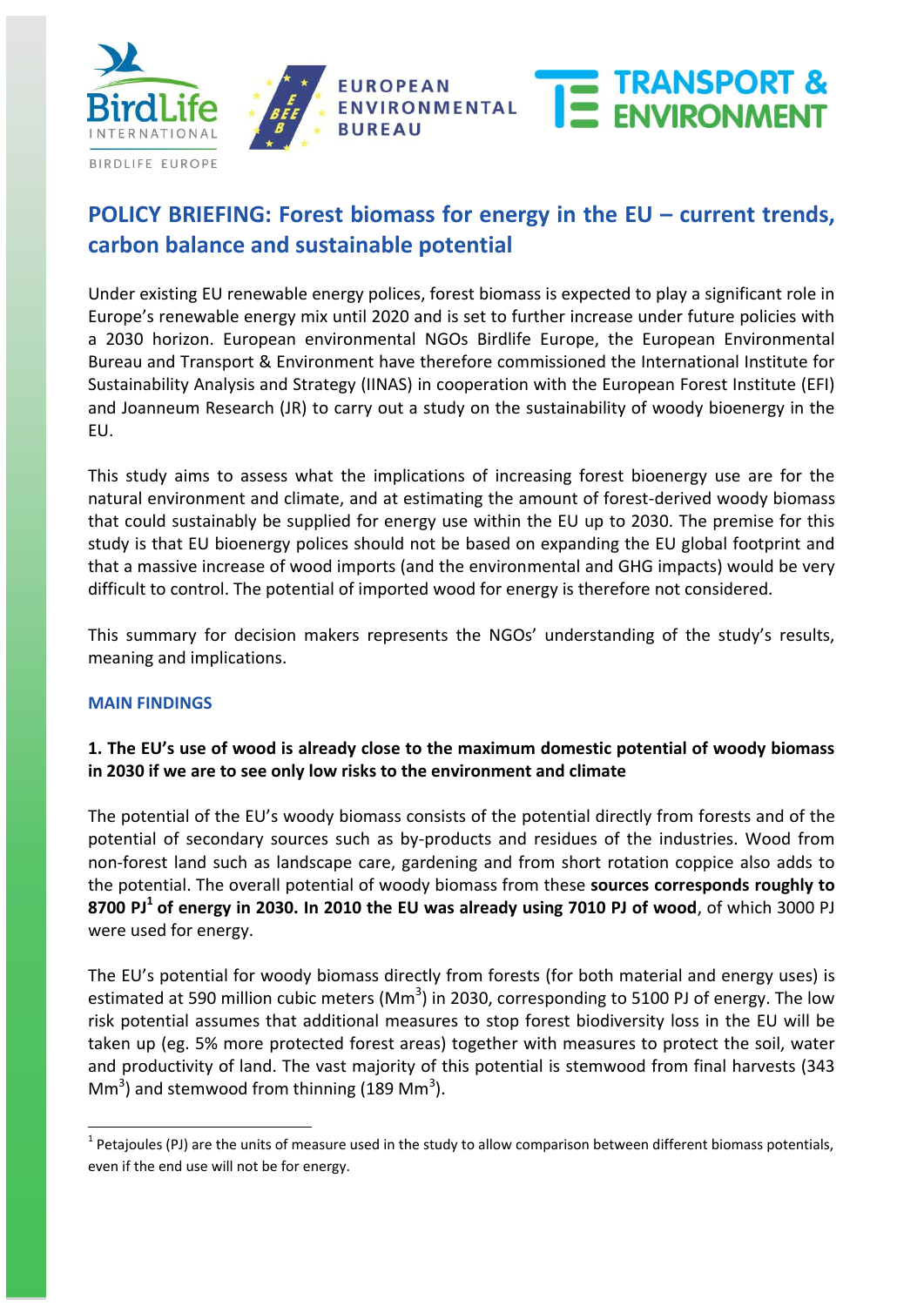# POLICY BRIEFING: Forest biomass for energy in the EU – current trends, carbon balance and sustainable potential

Under existing EU renewable energy polices, forest biomass is expected to play a significant role in Europe's renewable energy mix until 2020 and is set to further increase under future policies with a 2030 horizon. European environmental NGOs Birdlife Europe, the European Environmental Bureau and Transport & Environment have therefore commissioned the International Institute for Sustainability Analysis and Strategy (IINAS) in cooperation with the European Forest Institute (EFI) and Joanneum Research (JR) to carry out a study on the sustainability of woody bioenergy in the EU.

This study aims to assess what the implications of increasing forest bioenergy use are for the natural environment and climate, and at estimating the amount of forest-derived woody biomass that could sustainably be supplied for energy use within the EU up to 2030. The premise for this study is that EU bioenergy polices should not be based on expanding the EU global footprint and that a massive increase of wood imports (and the environmental and GHG impacts) would be very difficult to control. The potential of imported wood for energy is therefore not considered.

This summary for decision makers represents the NGOs' understanding of the study's results, meaning and implications.

## MAIN FINDINGS

### 1. The EU's use of wood is already close to the maximum domestic potential of woody biomass in 2030 if we are to see only low risks to the environment and climate

The potential of the EU's woody biomass consists of the potential directly from forests and of the potential of secondary sources such as by-products and residues of the industries. Wood from non-forest land such as landscape care, gardening and from short rotation coppice also adds to the potential. The overall potential of woody biomass from these **sources corresponds roughly to 8700 PJ[1] of energy in 2030. In 2010 the EU was already using 7010 PJ of wood**, of which 3000 PJ were used for energy.

The EU's potential for woody biomass directly from forests (for both material and energy uses) is estimated at 590 million cubic meters (Mm$^3$) in 2030, corresponding to 5100 PJ of energy. The low risk potential assumes that additional measures to stop forest biodiversity loss in the EU will be taken up (eg. 5% more protected forest areas) together with measures to protect the soil, water and productivity of land. The vast majority of this potential is stemwood from final harvests (343 Mm$^3$) and stemwood from thinning (189 Mm$^3$).

---

[1] Petajoules (PJ) are the units of measure used in the study to allow comparison between different biomass potentials, even if the end use will not be for energy.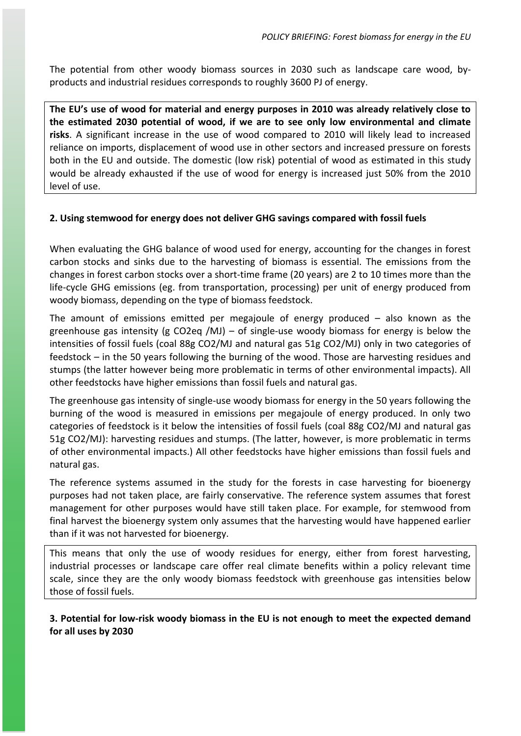The potential from other woody biomass sources in 2030 such as landscape care wood, by-products and industrial residues corresponds to roughly 3600 PJ of energy.

**The EU's use of wood for material and energy purposes in 2010 was already relatively close to the estimated 2030 potential of wood, if we are to see only low environmental and climate risks**. A significant increase in the use of wood compared to 2010 will likely lead to increased reliance on imports, displacement of wood use in other sectors and increased pressure on forests both in the EU and outside. The domestic (low risk) potential of wood as estimated in this study would be already exhausted if the use of wood for energy is increased just 50% from the 2010 level of use.

## 2. Using stemwood for energy does not deliver GHG savings compared with fossil fuels

When evaluating the GHG balance of wood used for energy, accounting for the changes in forest carbon stocks and sinks due to the harvesting of biomass is essential. The emissions from the changes in forest carbon stocks over a short-time frame (20 years) are 2 to 10 times more than the life-cycle GHG emissions (eg. from transportation, processing) per unit of energy produced from woody biomass, depending on the type of biomass feedstock.

The amount of emissions emitted per megajoule of energy produced – also known as the greenhouse gas intensity (g $CO_2eq$ /MJ) – of single-use woody biomass for energy is below the intensities of fossil fuels (coal 88g $CO_2$/MJ and natural gas 51g $CO_2$/MJ) only in two categories of feedstock – in the 50 years following the burning of the wood. Those are harvesting residues and stumps (the latter however being more problematic in terms of other environmental impacts). All other feedstocks have higher emissions than fossil fuels and natural gas.

The greenhouse gas intensity of single-use woody biomass for energy in the 50 years following the burning of the wood is measured in emissions per megajoule of energy produced. In only two categories of feedstock is it below the intensities of fossil fuels (coal 88g $CO_2$/MJ and natural gas 51g $CO_2$/MJ): harvesting residues and stumps. (The latter, however, is more problematic in terms of other environmental impacts.) All other feedstocks have higher emissions than fossil fuels and natural gas.

The reference systems assumed in the study for the forests in case harvesting for bioenergy purposes had not taken place, are fairly conservative. The reference system assumes that forest management for other purposes would have still taken place. For example, for stemwood from final harvest the bioenergy system only assumes that the harvesting would have happened earlier than if it was not harvested for bioenergy.

This means that only the use of woody residues for energy, either from forest harvesting, industrial processes or landscape care offer real climate benefits within a policy relevant time scale, since they are the only woody biomass feedstock with greenhouse gas intensities below those of fossil fuels.

## 3. Potential for low-risk woody biomass in the EU is not enough to meet the expected demand for all uses by 2030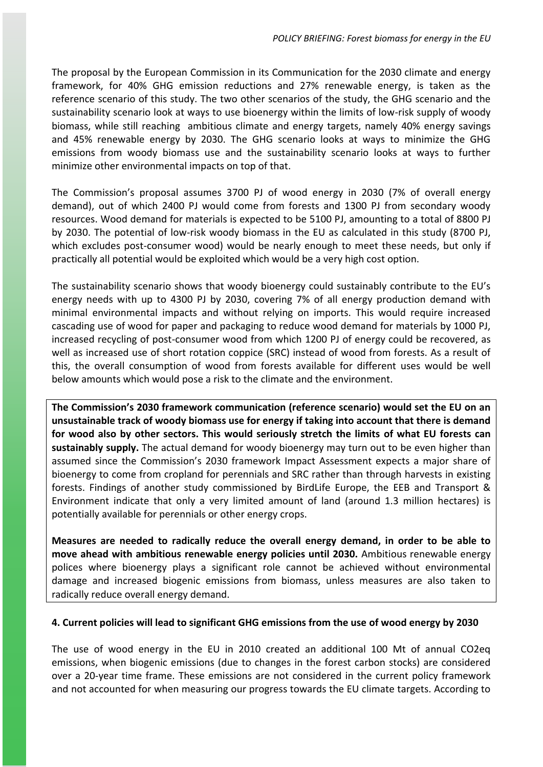The proposal by the European Commission in its Communication for the 2030 climate and energy framework, for 40% GHG emission reductions and 27% renewable energy, is taken as the reference scenario of this study. The two other scenarios of the study, the GHG scenario and the sustainability scenario look at ways to use bioenergy within the limits of low-risk supply of woody biomass, while still reaching ambitious climate and energy targets, namely 40% energy savings and 45% renewable energy by 2030. The GHG scenario looks at ways to minimize the GHG emissions from woody biomass use and the sustainability scenario looks at ways to further minimize other environmental impacts on top of that.

The Commission's proposal assumes 3700 PJ of wood energy in 2030 (7% of overall energy demand), out of which 2400 PJ would come from forests and 1300 PJ from secondary woody resources. Wood demand for materials is expected to be 5100 PJ, amounting to a total of 8800 PJ by 2030. The potential of low-risk woody biomass in the EU as calculated in this study (8700 PJ, which excludes post-consumer wood) would be nearly enough to meet these needs, but only if practically all potential would be exploited which would be a very high cost option.

The sustainability scenario shows that woody bioenergy could sustainably contribute to the EU's energy needs with up to 4300 PJ by 2030, covering 7% of all energy production demand with minimal environmental impacts and without relying on imports. This would require increased cascading use of wood for paper and packaging to reduce wood demand for materials by 1000 PJ, increased recycling of post-consumer wood from which 1200 PJ of energy could be recovered, as well as increased use of short rotation coppice (SRC) instead of wood from forests. As a result of this, the overall consumption of wood from forests available for different uses would be well below amounts which would pose a risk to the climate and the environment.

**The Commission's 2030 framework communication (reference scenario) would set the EU on an unsustainable track of woody biomass use for energy if taking into account that there is demand for wood also by other sectors. This would seriously stretch the limits of what EU forests can sustainably supply.** The actual demand for woody bioenergy may turn out to be even higher than assumed since the Commission's 2030 framework Impact Assessment expects a major share of bioenergy to come from cropland for perennials and SRC rather than through harvests in existing forests. Findings of another study commissioned by BirdLife Europe, the EEB and Transport & Environment indicate that only a very limited amount of land (around 1.3 million hectares) is potentially available for perennials or other energy crops.

**Measures are needed to radically reduce the overall energy demand, in order to be able to move ahead with ambitious renewable energy policies until 2030.** Ambitious renewable energy polices where bioenergy plays a significant role cannot be achieved without environmental damage and increased biogenic emissions from biomass, unless measures are also taken to radically reduce overall energy demand.

### 4. Current policies will lead to significant GHG emissions from the use of wood energy by 2030

The use of wood energy in the EU in 2010 created an additional 100 Mt of annual $CO_2eq$ emissions, when biogenic emissions (due to changes in the forest carbon stocks) are considered over a 20-year time frame. These emissions are not considered in the current policy framework and not accounted for when measuring our progress towards the EU climate targets. According to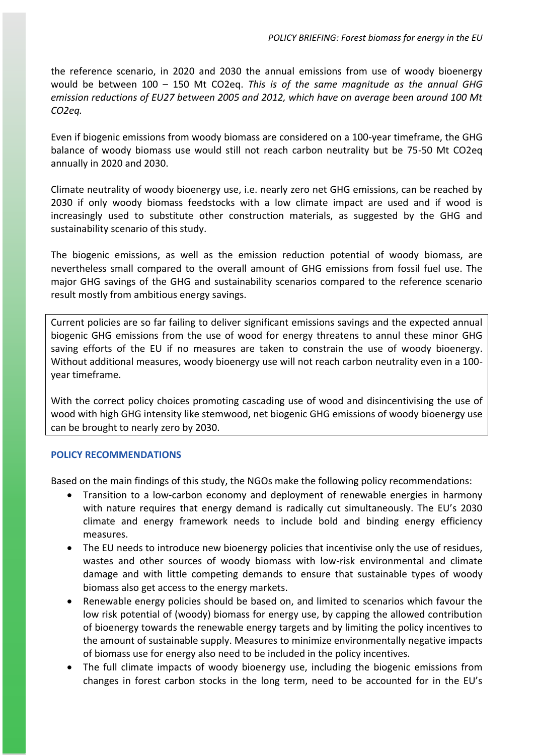the reference scenario, in 2020 and 2030 the annual emissions from use of woody bioenergy would be between 100 – 150 Mt CO2eq. *This is of the same magnitude as the annual GHG emission reductions of EU27 between 2005 and 2012, which have on average been around 100 Mt CO2eq.*

Even if biogenic emissions from woody biomass are considered on a 100-year timeframe, the GHG balance of woody biomass use would still not reach carbon neutrality but be 75-50 Mt CO2eq annually in 2020 and 2030.

Climate neutrality of woody bioenergy use, i.e. nearly zero net GHG emissions, can be reached by 2030 if only woody biomass feedstocks with a low climate impact are used and if wood is increasingly used to substitute other construction materials, as suggested by the GHG and sustainability scenario of this study.

The biogenic emissions, as well as the emission reduction potential of woody biomass, are nevertheless small compared to the overall amount of GHG emissions from fossil fuel use. The major GHG savings of the GHG and sustainability scenarios compared to the reference scenario result mostly from ambitious energy savings.

Current policies are so far failing to deliver significant emissions savings and the expected annual biogenic GHG emissions from the use of wood for energy threatens to annul these minor GHG saving efforts of the EU if no measures are taken to constrain the use of woody bioenergy. Without additional measures, woody bioenergy use will not reach carbon neutrality even in a 100-year timeframe.

With the correct policy choices promoting cascading use of wood and disincentivising the use of wood with high GHG intensity like stemwood, net biogenic GHG emissions of woody bioenergy use can be brought to nearly zero by 2030.

## POLICY RECOMMENDATIONS

Based on the main findings of this study, the NGOs make the following policy recommendations:

- Transition to a low-carbon economy and deployment of renewable energies in harmony with nature requires that energy demand is radically cut simultaneously. The EU's 2030 climate and energy framework needs to include bold and binding energy efficiency measures.
- The EU needs to introduce new bioenergy policies that incentivise only the use of residues, wastes and other sources of woody biomass with low-risk environmental and climate damage and with little competing demands to ensure that sustainable types of woody biomass also get access to the energy markets.
- Renewable energy policies should be based on, and limited to scenarios which favour the low risk potential of (woody) biomass for energy use, by capping the allowed contribution of bioenergy towards the renewable energy targets and by limiting the policy incentives to the amount of sustainable supply. Measures to minimize environmentally negative impacts of biomass use for energy also need to be included in the policy incentives.
- The full climate impacts of woody bioenergy use, including the biogenic emissions from changes in forest carbon stocks in the long term, need to be accounted for in the EU's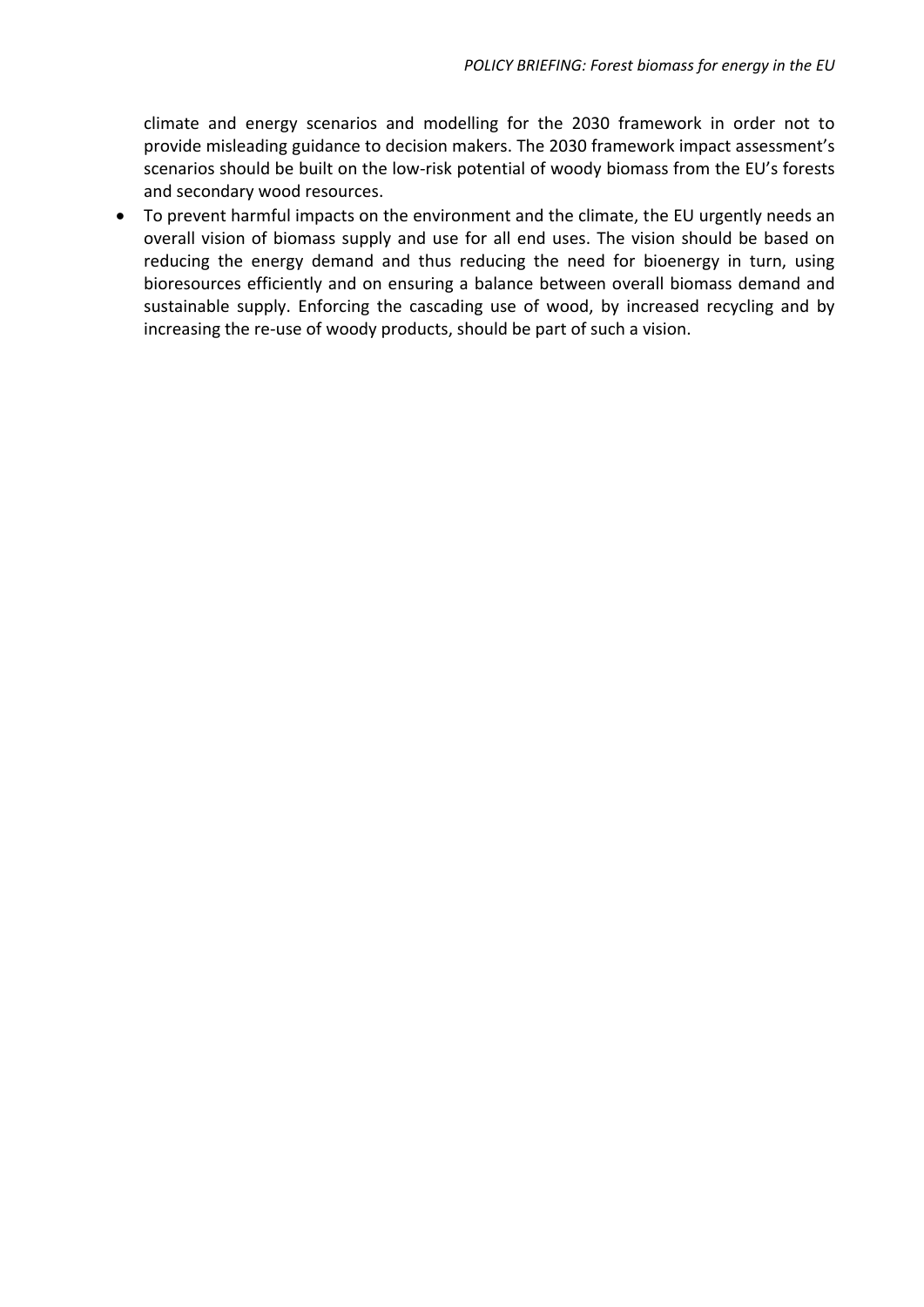climate and energy scenarios and modelling for the 2030 framework in order not to provide misleading guidance to decision makers. The 2030 framework impact assessment's scenarios should be built on the low-risk potential of woody biomass from the EU's forests and secondary wood resources.

- To prevent harmful impacts on the environment and the climate, the EU urgently needs an overall vision of biomass supply and use for all end uses. The vision should be based on reducing the energy demand and thus reducing the need for bioenergy in turn, using bioresources efficiently and on ensuring a balance between overall biomass demand and sustainable supply. Enforcing the cascading use of wood, by increased recycling and by increasing the re-use of woody products, should be part of such a vision.